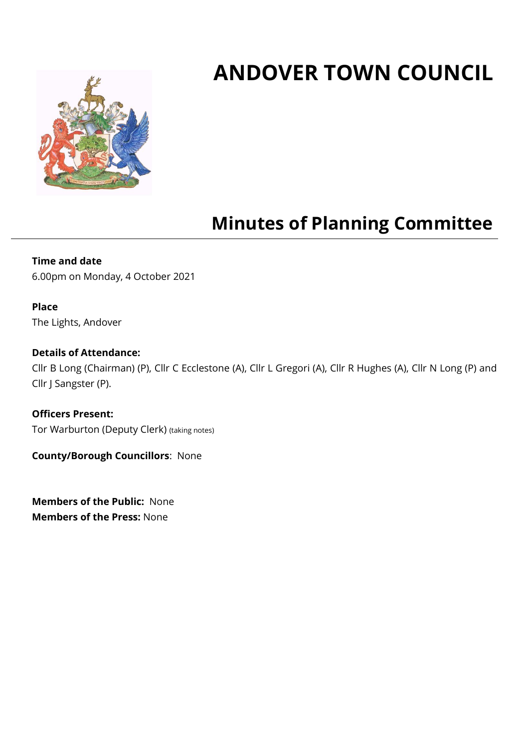# ANDOVER TOWN COUNCIL

## Minutes of Planning Committee

**Time and date**
6.00pm on Monday, 4 October 2021

**Place**
The Lights, Andover

**Details of Attendance:**
Cllr B Long (Chairman) (P), Cllr C Ecclestone (A), Cllr L Gregori (A), Cllr R Hughes (A), Cllr N Long (P) and Cllr J Sangster (P).

**Officers Present:**
Tor Warburton (Deputy Clerk) (taking notes)

**County/Borough Councillors**: None

**Members of the Public:** None
**Members of the Press:** None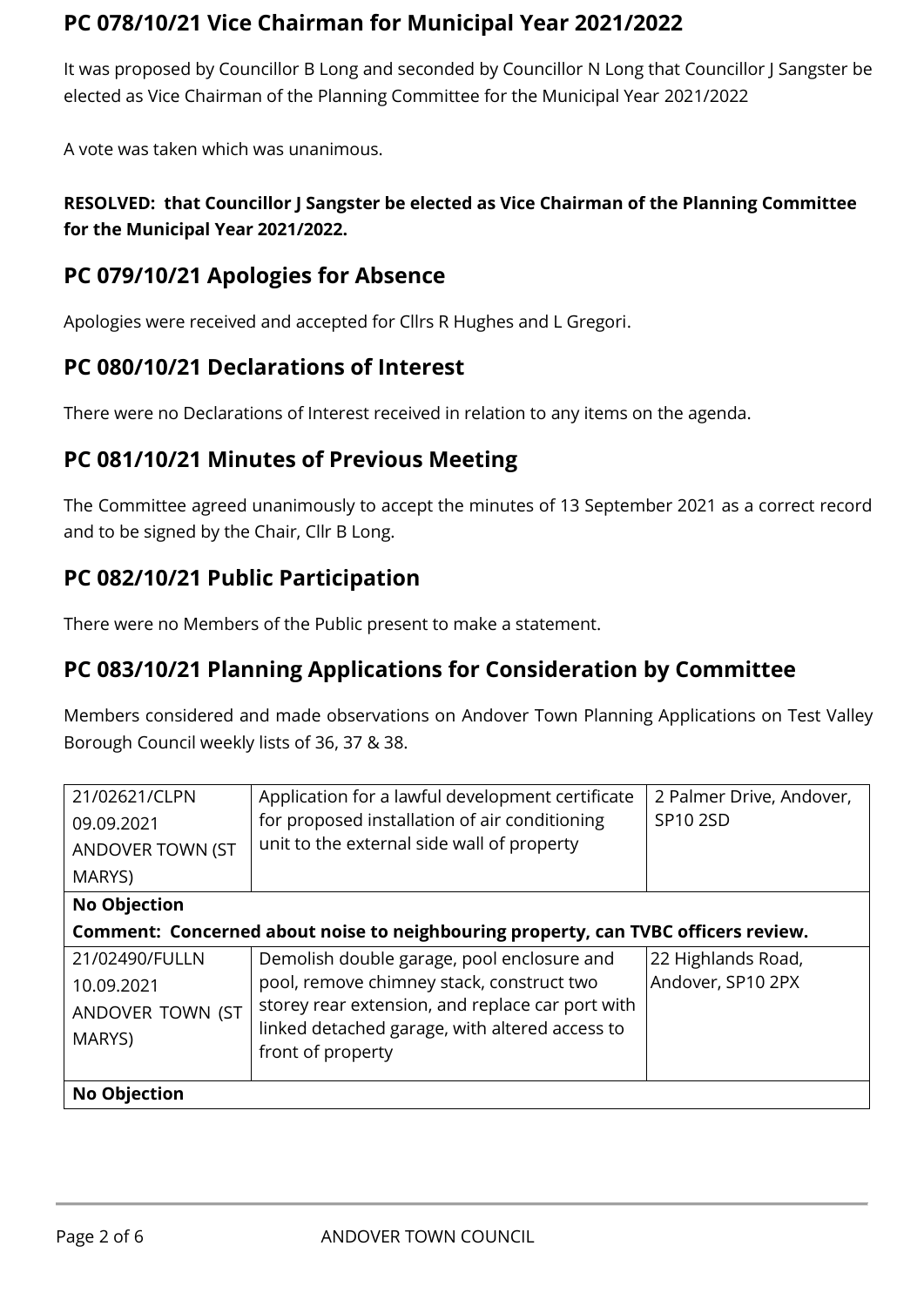## PC 078/10/21 Vice Chairman for Municipal Year 2021/2022

It was proposed by Councillor B Long and seconded by Councillor N Long that Councillor J Sangster be elected as Vice Chairman of the Planning Committee for the Municipal Year 2021/2022

A vote was taken which was unanimous.

**RESOLVED: that Councillor J Sangster be elected as Vice Chairman of the Planning Committee for the Municipal Year 2021/2022.**

## PC 079/10/21 Apologies for Absence

Apologies were received and accepted for Cllrs R Hughes and L Gregori.

## PC 080/10/21 Declarations of Interest

There were no Declarations of Interest received in relation to any items on the agenda.

## PC 081/10/21 Minutes of Previous Meeting

The Committee agreed unanimously to accept the minutes of 13 September 2021 as a correct record and to be signed by the Chair, Cllr B Long.

## PC 082/10/21 Public Participation

There were no Members of the Public present to make a statement.

## PC 083/10/21 Planning Applications for Consideration by Committee

Members considered and made observations on Andover Town Planning Applications on Test Valley Borough Council weekly lists of 36, 37 & 38.

| | | |
|---|---|---|
| 21/02621/CLPN<br>09.09.2021<br>ANDOVER TOWN (ST MARYS) | Application for a lawful development certificate for proposed installation of air conditioning unit to the external side wall of property | 2 Palmer Drive, Andover, SP10 2SD |
| **No Objection** | | |
| **Comment: Concerned about noise to neighbouring property, can TVBC officers review.** | | |
| 21/02490/FULLN<br>10.09.2021<br>ANDOVER TOWN (ST MARYS) | Demolish double garage, pool enclosure and pool, remove chimney stack, construct two storey rear extension, and replace car port with linked detached garage, with altered access to front of property | 22 Highlands Road, Andover, SP10 2PX |
| **No Objection** | | |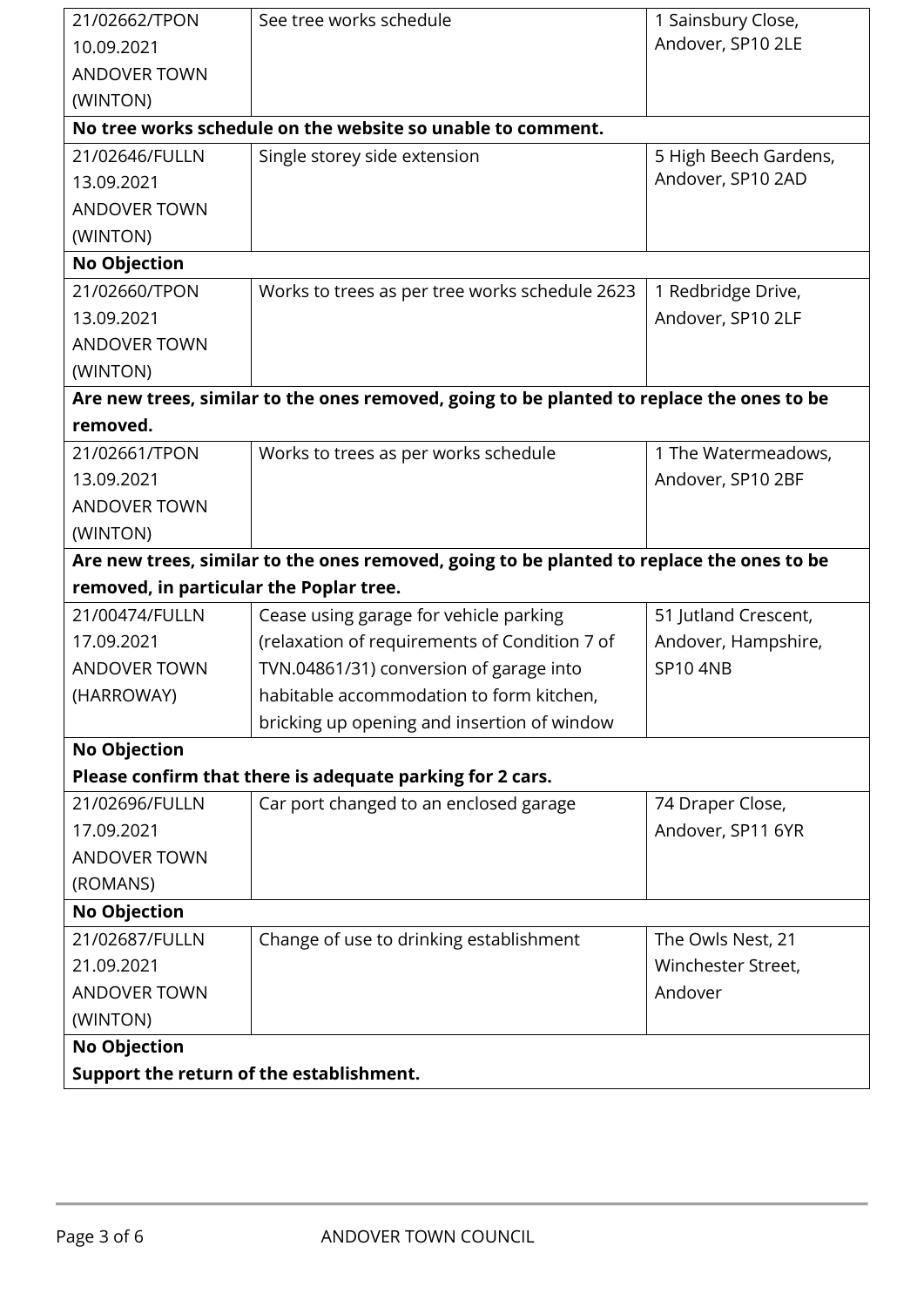| | | |
|---|---|---|
| 21/02662/TPON<br>10.09.2021<br>ANDOVER TOWN<br>(WINTON) | See tree works schedule | 1 Sainsbury Close,<br>Andover, SP10 2LE |
| **No tree works schedule on the website so unable to comment.** | | |
| 21/02646/FULLN<br>13.09.2021<br>ANDOVER TOWN<br>(WINTON) | Single storey side extension | 5 High Beech Gardens,<br>Andover, SP10 2AD |
| **No Objection** | | |
| 21/02660/TPON<br>13.09.2021<br>ANDOVER TOWN<br>(WINTON) | Works to trees as per tree works schedule 2623 | 1 Redbridge Drive,<br>Andover, SP10 2LF |
| **Are new trees, similar to the ones removed, going to be planted to replace the ones to be removed.** | | |
| 21/02661/TPON<br>13.09.2021<br>ANDOVER TOWN<br>(WINTON) | Works to trees as per works schedule | 1 The Watermeadows,<br>Andover, SP10 2BF |
| **Are new trees, similar to the ones removed, going to be planted to replace the ones to be removed, in particular the Poplar tree.** | | |
| 21/00474/FULLN<br>17.09.2021<br>ANDOVER TOWN<br>(HARROWAY) | Cease using garage for vehicle parking (relaxation of requirements of Condition 7 of TVN.04861/31) conversion of garage into habitable accommodation to form kitchen, bricking up opening and insertion of window | 51 Jutland Crescent,<br>Andover, Hampshire,<br>SP10 4NB |
| **No Objection**<br>**Please confirm that there is adequate parking for 2 cars.** | | |
| 21/02696/FULLN<br>17.09.2021<br>ANDOVER TOWN<br>(ROMANS) | Car port changed to an enclosed garage | 74 Draper Close,<br>Andover, SP11 6YR |
| **No Objection** | | |
| 21/02687/FULLN<br>21.09.2021<br>ANDOVER TOWN<br>(WINTON) | Change of use to drinking establishment | The Owls Nest, 21<br>Winchester Street,<br>Andover |
| **No Objection**<br>**Support the return of the establishment.** | | |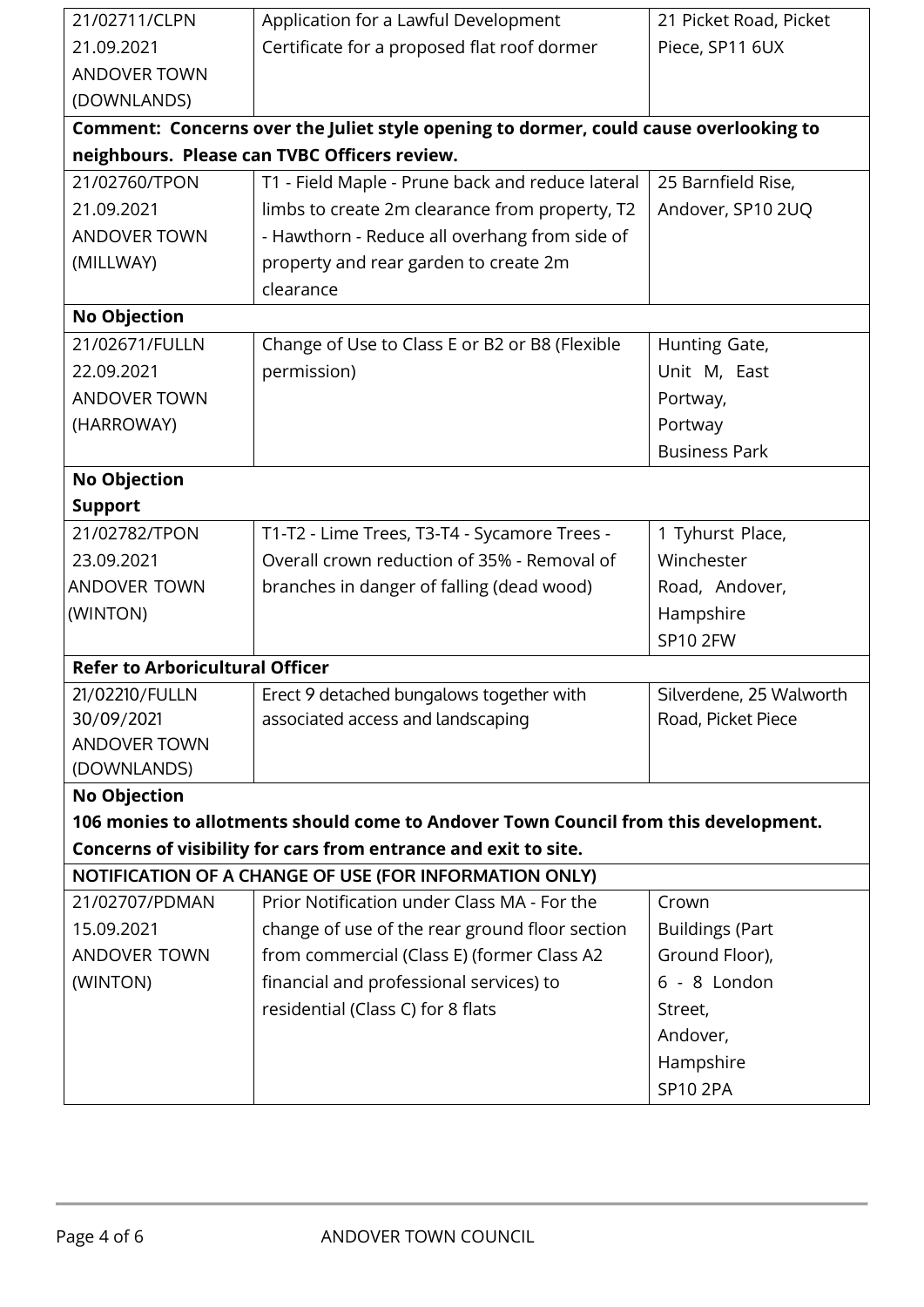| | | |
|---|---|---|
| 21/02711/CLPN<br>21.09.2021<br>ANDOVER TOWN<br>(DOWNLANDS) | Application for a Lawful Development Certificate for a proposed flat roof dormer | 21 Picket Road, Picket Piece, SP11 6UX |
| **Comment: Concerns over the Juliet style opening to dormer, could cause overlooking to neighbours. Please can TVBC Officers review.** | | |
| 21/02760/TPON<br>21.09.2021<br>ANDOVER TOWN<br>(MILLWAY) | T1 - Field Maple - Prune back and reduce lateral limbs to create 2m clearance from property, T2 - Hawthorn - Reduce all overhang from side of property and rear garden to create 2m clearance | 25 Barnfield Rise, Andover, SP10 2UQ |
| **No Objection** | | |
| 21/02671/FULLN<br>22.09.2021<br>ANDOVER TOWN<br>(HARROWAY) | Change of Use to Class E or B2 or B8 (Flexible permission) | Hunting Gate, Unit M, East Portway, Portway Business Park |
| **No Objection**<br>**Support** | | |
| 21/02782/TPON<br>23.09.2021<br>ANDOVER TOWN<br>(WINTON) | T1-T2 - Lime Trees, T3-T4 - Sycamore Trees - Overall crown reduction of 35% - Removal of branches in danger of falling (dead wood) | 1 Tyhurst Place, Winchester Road, Andover, Hampshire SP10 2FW |
| **Refer to Arboricultural Officer** | | |
| 21/02210/FULLN<br>30/09/2021<br>ANDOVER TOWN<br>(DOWNLANDS) | Erect 9 detached bungalows together with associated access and landscaping | Silverdene, 25 Walworth Road, Picket Piece |
| **No Objection**<br>**106 monies to allotments should come to Andover Town Council from this development.**<br>**Concerns of visibility for cars from entrance and exit to site.** | | |
| **NOTIFICATION OF A CHANGE OF USE (FOR INFORMATION ONLY)** | | |
| 21/02707/PDMAN<br>15.09.2021<br>ANDOVER TOWN<br>(WINTON) | Prior Notification under Class MA - For the change of use of the rear ground floor section from commercial (Class E) (former Class A2 financial and professional services) to residential (Class C) for 8 flats | Crown Buildings (Part Ground Floor), 6 - 8 London Street, Andover, Hampshire SP10 2PA |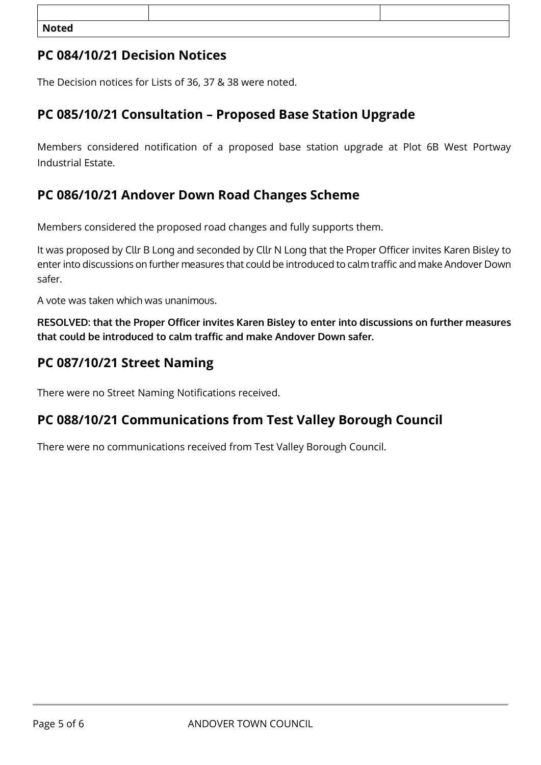| | | |
|---|---|---|
| **Noted** | | |

## PC 084/10/21 Decision Notices

The Decision notices for Lists of 36, 37 & 38 were noted.

## PC 085/10/21 Consultation – Proposed Base Station Upgrade

Members considered notification of a proposed base station upgrade at Plot 6B West Portway Industrial Estate.

## PC 086/10/21 Andover Down Road Changes Scheme

Members considered the proposed road changes and fully supports them.

It was proposed by Cllr B Long and seconded by Cllr N Long that the Proper Officer invites Karen Bisley to enter into discussions on further measures that could be introduced to calm traffic and make Andover Down safer.

A vote was taken which was unanimous.

**RESOLVED: that the Proper Officer invites Karen Bisley to enter into discussions on further measures that could be introduced to calm traffic and make Andover Down safer.**

## PC 087/10/21 Street Naming

There were no Street Naming Notifications received.

## PC 088/10/21 Communications from Test Valley Borough Council

There were no communications received from Test Valley Borough Council.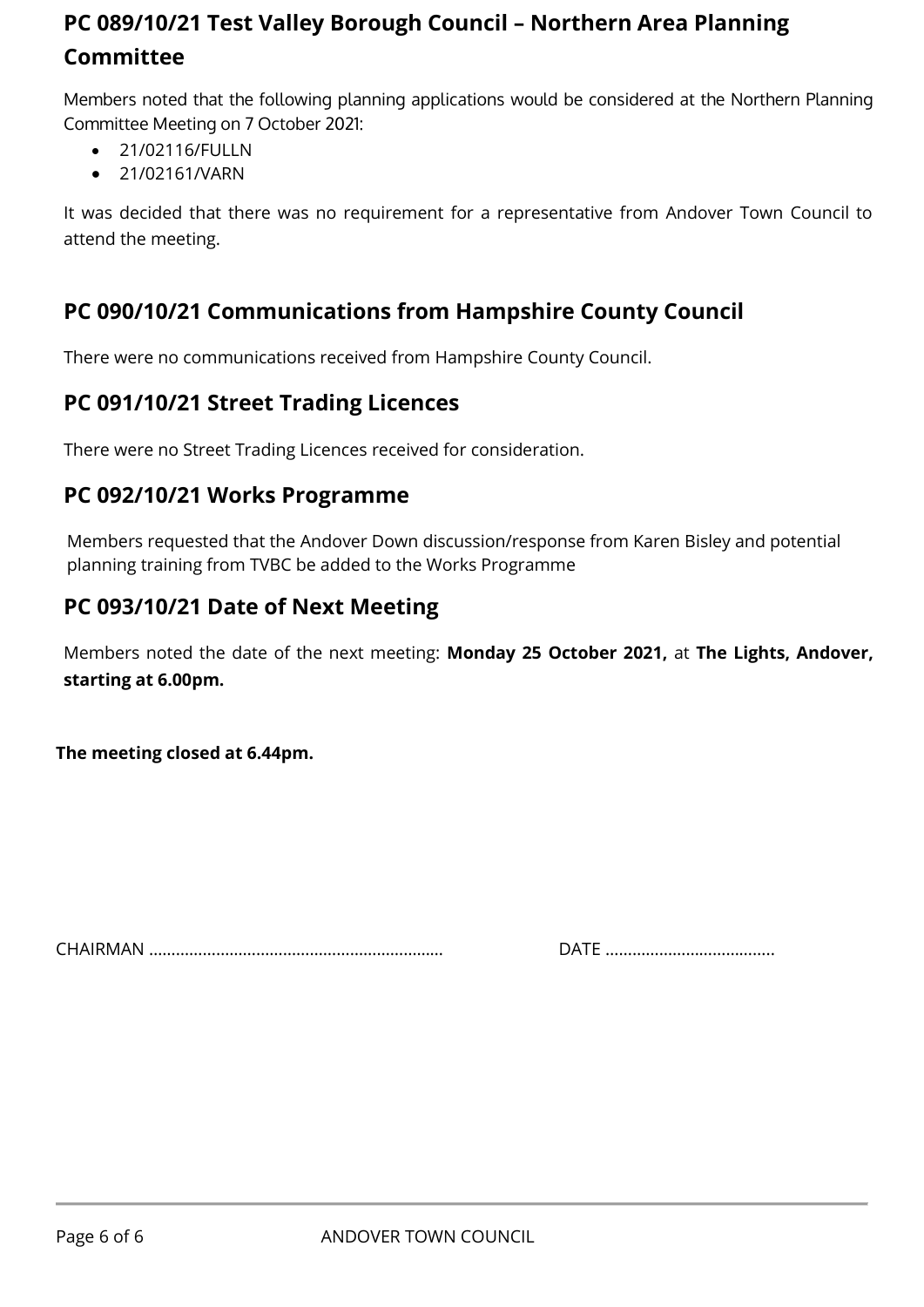## PC 089/10/21 Test Valley Borough Council – Northern Area Planning Committee

Members noted that the following planning applications would be considered at the Northern Planning Committee Meeting on 7 October 2021:

- 21/02116/FULLN
- 21/02161/VARN

It was decided that there was no requirement for a representative from Andover Town Council to attend the meeting.

## PC 090/10/21 Communications from Hampshire County Council

There were no communications received from Hampshire County Council.

## PC 091/10/21 Street Trading Licences

There were no Street Trading Licences received for consideration.

## PC 092/10/21 Works Programme

Members requested that the Andover Down discussion/response from Karen Bisley and potential planning training from TVBC be added to the Works Programme

## PC 093/10/21 Date of Next Meeting

Members noted the date of the next meeting: **Monday 25 October 2021,** at **The Lights, Andover, starting at 6.00pm.**

**The meeting closed at 6.44pm.**

CHAIRMAN ………………………………………………………… DATE ………………………………